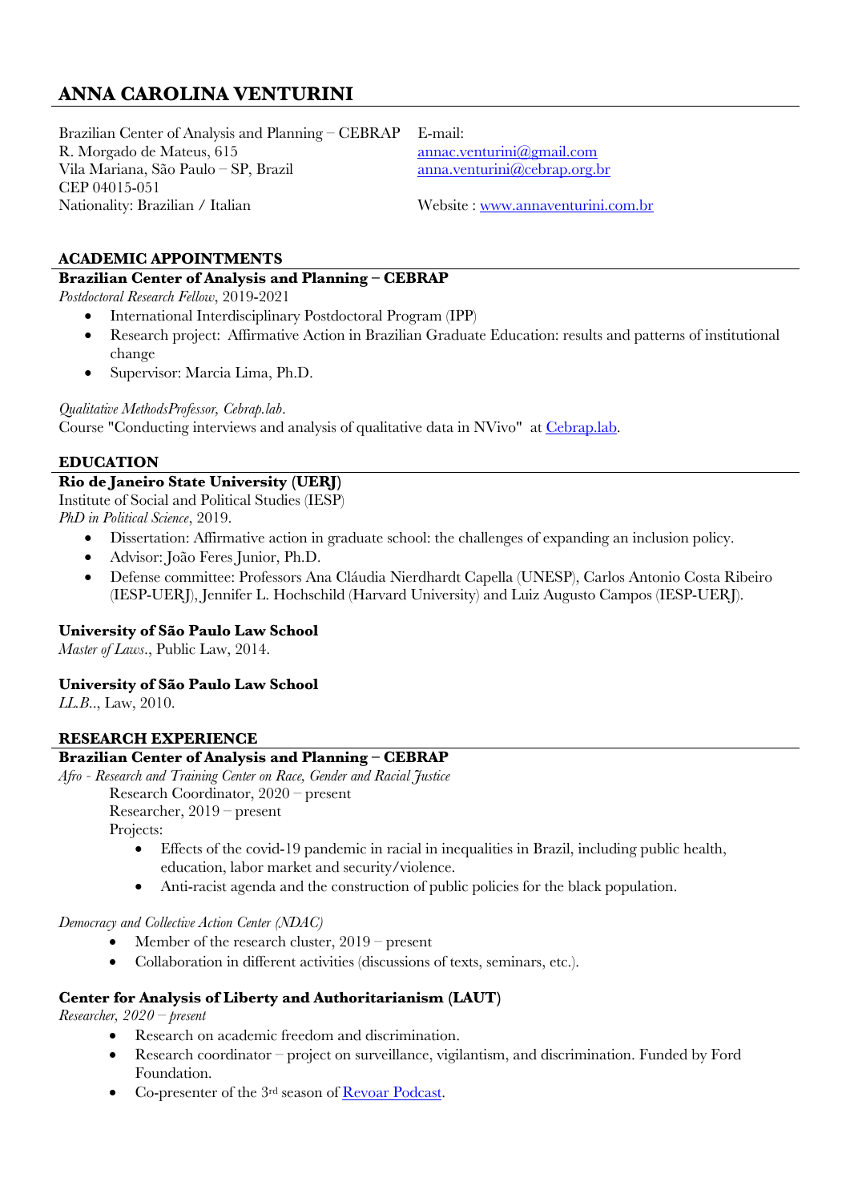# ANNA CAROLINA VENTURINI

Brazilian Center of Analysis and Planning – CEBRAP
R. Morgado de Mateus, 615
Vila Mariana, São Paulo – SP, Brazil
CEP 04015-051
Nationality: Brazilian / Italian

E-mail:
annac.venturini@gmail.com
anna.venturini@cebrap.org.br

Website : www.annaventurini.com.br

## ACADEMIC APPOINTMENTS

**Brazilian Center of Analysis and Planning – CEBRAP**

*Postdoctoral Research Fellow*, 2019-2021

- International Interdisciplinary Postdoctoral Program (IPP)
- Research project: Affirmative Action in Brazilian Graduate Education: results and patterns of institutional change
- Supervisor: Marcia Lima, Ph.D.

*Qualitative MethodsProfessor, Cebrap.lab*.
Course "Conducting interviews and analysis of qualitative data in NVivo" at Cebrap.lab.

## EDUCATION

**Rio de Janeiro State University (UERJ)**

Institute of Social and Political Studies (IESP)
*PhD in Political Science*, 2019.

- Dissertation: Affirmative action in graduate school: the challenges of expanding an inclusion policy.
- Advisor: João Feres Junior, Ph.D.
- Defense committee: Professors Ana Cláudia Nierdhardt Capella (UNESP), Carlos Antonio Costa Ribeiro (IESP-UERJ), Jennifer L. Hochschild (Harvard University) and Luiz Augusto Campos (IESP-UERJ).

**University of São Paulo Law School**

*Master of Laws*., Public Law, 2014.

**University of São Paulo Law School**

*LL.B.*., Law, 2010.

## RESEARCH EXPERIENCE

**Brazilian Center of Analysis and Planning – CEBRAP**

*Afro - Research and Training Center on Race, Gender and Racial Justice*

Research Coordinator, 2020 – present
Researcher, 2019 – present
Projects:

- Effects of the covid-19 pandemic in racial in inequalities in Brazil, including public health, education, labor market and security/violence.
- Anti-racist agenda and the construction of public policies for the black population.

*Democracy and Collective Action Center (NDAC)*

- Member of the research cluster, 2019 – present
- Collaboration in different activities (discussions of texts, seminars, etc.).

**Center for Analysis of Liberty and Authoritarianism (LAUT)**

*Researcher, 2020 – present*

- Research on academic freedom and discrimination.
- Research coordinator – project on surveillance, vigilantism, and discrimination. Funded by Ford Foundation.
- Co-presenter of the 3rd season of Revoar Podcast.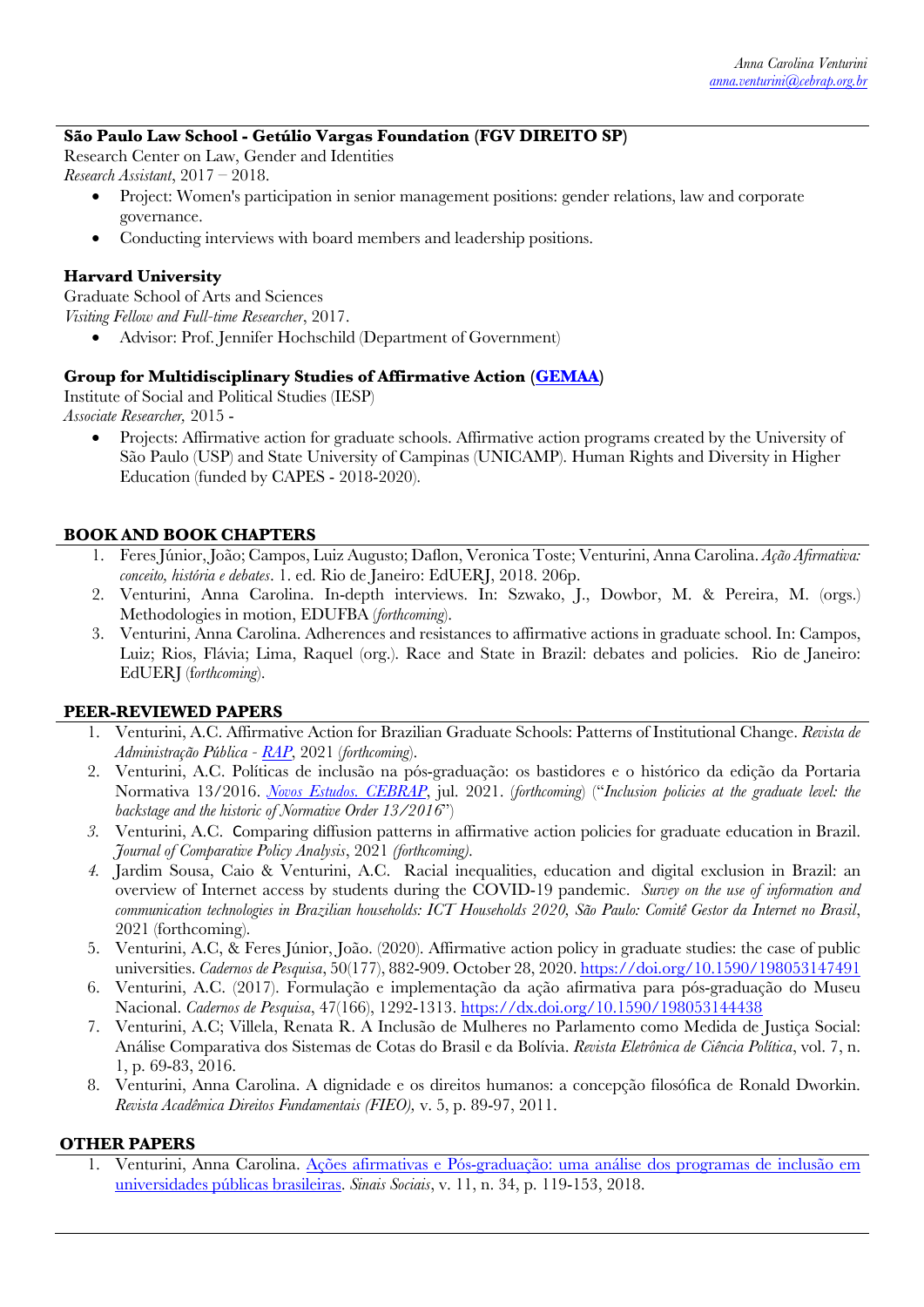**São Paulo Law School - Getúlio Vargas Foundation (FGV DIREITO SP)**
Research Center on Law, Gender and Identities
*Research Assistant*, 2017 – 2018.

- Project: Women's participation in senior management positions: gender relations, law and corporate governance.
- Conducting interviews with board members and leadership positions.

**Harvard University**
Graduate School of Arts and Sciences
*Visiting Fellow and Full-time Researcher*, 2017.

- Advisor: Prof. Jennifer Hochschild (Department of Government)

**Group for Multidisciplinary Studies of Affirmative Action (GEMAA)**
Institute of Social and Political Studies (IESP)
*Associate Researcher,* 2015 -

- Projects: Affirmative action for graduate schools. Affirmative action programs created by the University of São Paulo (USP) and State University of Campinas (UNICAMP). Human Rights and Diversity in Higher Education (funded by CAPES - 2018-2020).

## BOOK AND BOOK CHAPTERS

1. Feres Júnior, João; Campos, Luiz Augusto; Daflon, Veronica Toste; Venturini, Anna Carolina. *Ação Afirmativa: conceito, história e debates*. 1. ed. Rio de Janeiro: EdUERJ, 2018. 206p.
2. Venturini, Anna Carolina. In-depth interviews. In: Szwako, J., Dowbor, M. & Pereira, M. (orgs.) Methodologies in motion, EDUFBA (*forthcoming*).
3. Venturini, Anna Carolina. Adherences and resistances to affirmative actions in graduate school. In: Campos, Luiz; Rios, Flávia; Lima, Raquel (org.). Race and State in Brazil: debates and policies. Rio de Janeiro: EdUERJ (*forthcoming*).

## PEER-REVIEWED PAPERS

1. Venturini, A.C. Affirmative Action for Brazilian Graduate Schools: Patterns of Institutional Change. *Revista de Administração Pública - RAP*, 2021 (*forthcoming*).
2. Venturini, A.C. Políticas de inclusão na pós-graduação: os bastidores e o histórico da edição da Portaria Normativa 13/2016. *Novos Estudos. CEBRAP*, jul. 2021. (*forthcoming*) ("*Inclusion policies at the graduate level: the backstage and the historic of Normative Order 13/2016*")
3. Venturini, A.C. Comparing diffusion patterns in affirmative action policies for graduate education in Brazil. *Journal of Comparative Policy Analysis*, 2021 *(forthcoming)*.
4. Jardim Sousa, Caio & Venturini, A.C. Racial inequalities, education and digital exclusion in Brazil: an overview of Internet access by students during the COVID-19 pandemic. *Survey on the use of information and communication technologies in Brazilian households: ICT Households 2020, São Paulo: Comitê Gestor da Internet no Brasil*, 2021 (forthcoming).
5. Venturini, A.C, & Feres Júnior, João. (2020). Affirmative action policy in graduate studies: the case of public universities. *Cadernos de Pesquisa*, 50(177), 882-909. October 28, 2020. https://doi.org/10.1590/198053147491
6. Venturini, A.C. (2017). Formulação e implementação da ação afirmativa para pós-graduação do Museu Nacional. *Cadernos de Pesquisa*, 47(166), 1292-1313. https://dx.doi.org/10.1590/198053144438
7. Venturini, A.C; Villela, Renata R. A Inclusão de Mulheres no Parlamento como Medida de Justiça Social: Análise Comparativa dos Sistemas de Cotas do Brasil e da Bolívia. *Revista Eletrônica de Ciência Política*, vol. 7, n. 1, p. 69-83, 2016.
8. Venturini, Anna Carolina. A dignidade e os direitos humanos: a concepção filosófica de Ronald Dworkin. *Revista Acadêmica Direitos Fundamentais (FIEO),* v. 5, p. 89-97, 2011.

## OTHER PAPERS

1. Venturini, Anna Carolina. Ações afirmativas e Pós-graduação: uma análise dos programas de inclusão em universidades públicas brasileiras. *Sinais Sociais*, v. 11, n. 34, p. 119-153, 2018.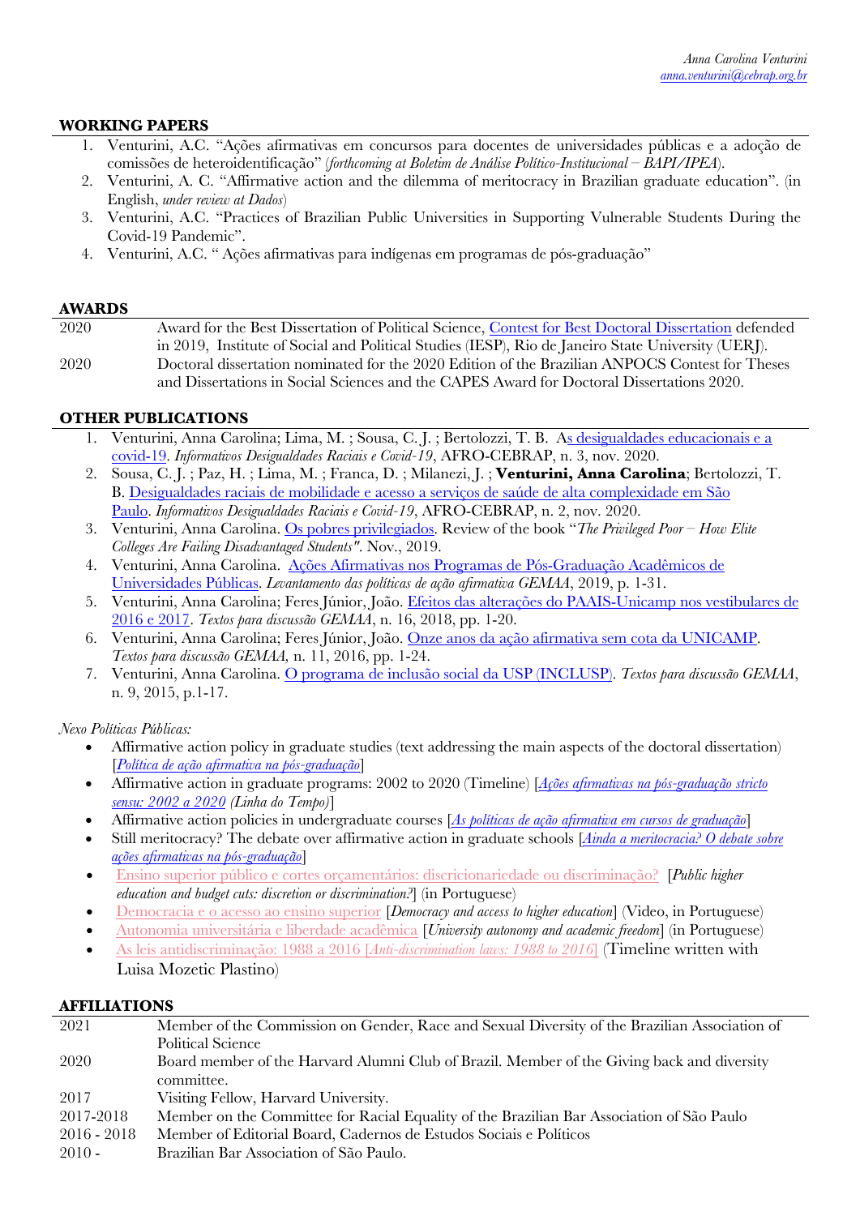## WORKING PAPERS

1. Venturini, A.C. "Ações afirmativas em concursos para docentes de universidades públicas e a adoção de comissões de heteroidentificação" (*forthcoming at Boletim de Análise Político-Institucional – BAPI/IPEA*).
2. Venturini, A. C. "Affirmative action and the dilemma of meritocracy in Brazilian graduate education". (in English, *under review at Dados*)
3. Venturini, A.C. "Practices of Brazilian Public Universities in Supporting Vulnerable Students During the Covid-19 Pandemic".
4. Venturini, A.C. " Ações afirmativas para indígenas em programas de pós-graduação"

## AWARDS

| | |
|---|---|
| 2020 | Award for the Best Dissertation of Political Science, Contest for Best Doctoral Dissertation defended in 2019, Institute of Social and Political Studies (IESP), Rio de Janeiro State University (UERJ). |
| 2020 | Doctoral dissertation nominated for the 2020 Edition of the Brazilian ANPOCS Contest for Theses and Dissertations in Social Sciences and the CAPES Award for Doctoral Dissertations 2020. |

## OTHER PUBLICATIONS

1. Venturini, Anna Carolina; Lima, M. ; Sousa, C. J. ; Bertolozzi, T. B. As desigualdades educacionais e a covid-19. *Informativos Desigualdades Raciais e Covid-19*, AFRO-CEBRAP, n. 3, nov. 2020.
2. Sousa, C. J. ; Paz, H. ; Lima, M. ; Franca, D. ; Milanezi, J. ; **Venturini, Anna Carolina**; Bertolozzi, T. B. Desigualdades raciais de mobilidade e acesso a serviços de saúde de alta complexidade em São Paulo. *Informativos Desigualdades Raciais e Covid-19*, AFRO-CEBRAP, n. 2, nov. 2020.
3. Venturini, Anna Carolina. Os pobres privilegiados. Review of the book "*The Privileged Poor – How Elite Colleges Are Failing Disadvantaged Students"*. Nov., 2019.
4. Venturini, Anna Carolina. Ações Afirmativas nos Programas de Pós-Graduação Acadêmicos de Universidades Públicas. *Levantamento das políticas de ação afirmativa GEMAA*, 2019, p. 1-31.
5. Venturini, Anna Carolina; Feres Júnior, João. Efeitos das alterações do PAAIS-Unicamp nos vestibulares de 2016 e 2017. *Textos para discussão GEMAA*, n. 16, 2018, pp. 1-20.
6. Venturini, Anna Carolina; Feres Júnior, João. Onze anos da ação afirmativa sem cota da UNICAMP. *Textos para discussão GEMAA,* n. 11, 2016, pp. 1-24.
7. Venturini, Anna Carolina. O programa de inclusão social da USP (INCLUSP). *Textos para discussão GEMAA*, n. 9, 2015, p.1-17.

*Nexo Políticas Públicas:*

- Affirmative action policy in graduate studies (text addressing the main aspects of the doctoral dissertation) [*Política de ação afirmativa na pós-graduação*]
- Affirmative action in graduate programs: 2002 to 2020 (Timeline) [*Ações afirmativas na pós-graduação stricto sensu: 2002 a 2020 (Linha do Tempo)*]
- Affirmative action policies in undergraduate courses [*As políticas de ação afirmativa em cursos de graduação*]
- Still meritocracy? The debate over affirmative action in graduate schools [*Ainda a meritocracia? O debate sobre ações afirmativas na pós-graduação*]
- Ensino superior público e cortes orçamentários: discricionariedade ou discriminação? [*Public higher education and budget cuts: discretion or discrimination?*] (in Portuguese)
- Democracia e o acesso ao ensino superior [*Democracy and access to higher education*] (Video, in Portuguese)
- Autonomia universitária e liberdade acadêmica [*University autonomy and academic freedom*] (in Portuguese)
- As leis antidiscriminação: 1988 a 2016 [*Anti-discrimination laws: 1988 to 2016*] (Timeline written with Luisa Mozetic Plastino)

## AFFILIATIONS

| | |
|---|---|
| 2021 | Member of the Commission on Gender, Race and Sexual Diversity of the Brazilian Association of Political Science |
| 2020 | Board member of the Harvard Alumni Club of Brazil. Member of the Giving back and diversity committee. |
| 2017 | Visiting Fellow, Harvard University. |
| 2017-2018 | Member on the Committee for Racial Equality of the Brazilian Bar Association of São Paulo |
| 2016 - 2018 | Member of Editorial Board, Cadernos de Estudos Sociais e Políticos |
| 2010 - | Brazilian Bar Association of São Paulo. |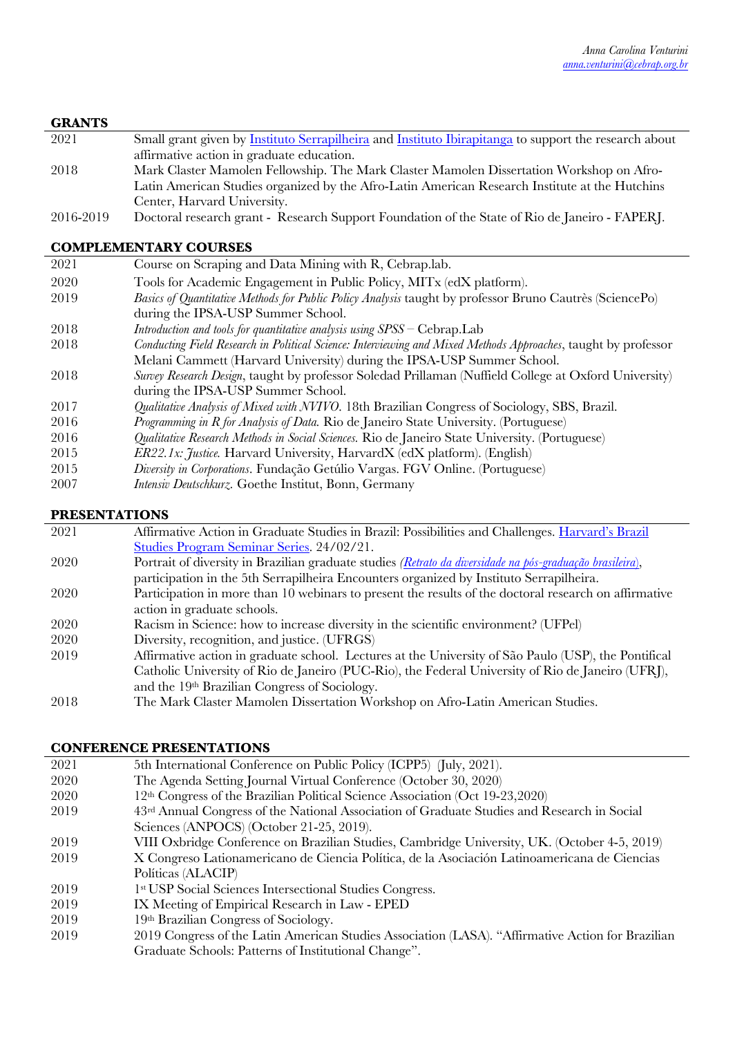## GRANTS

| | |
|---|---|
| 2021 | Small grant given by Instituto Serrapilheira and Instituto Ibirapitanga to support the research about affirmative action in graduate education. |
| 2018 | Mark Claster Mamolen Fellowship. The Mark Claster Mamolen Dissertation Workshop on Afro-Latin American Studies organized by the Afro-Latin American Research Institute at the Hutchins Center, Harvard University. |
| 2016-2019 | Doctoral research grant - Research Support Foundation of the State of Rio de Janeiro - FAPERJ. |

## COMPLEMENTARY COURSES

| | |
|---|---|
| 2021 | Course on Scraping and Data Mining with R, Cebrap.lab. |
| 2020 | Tools for Academic Engagement in Public Policy, MITx (edX platform). |
| 2019 | *Basics of Quantitative Methods for Public Policy Analysis* taught by professor Bruno Cautrès (SciencePo) during the IPSA-USP Summer School. |
| 2018 | *Introduction and tools for quantitative analysis using SPSS* – Cebrap.Lab |
| 2018 | *Conducting Field Research in Political Science: Interviewing and Mixed Methods Approaches*, taught by professor Melani Cammett (Harvard University) during the IPSA-USP Summer School. |
| 2018 | *Survey Research Design*, taught by professor Soledad Prillaman (Nuffield College at Oxford University) during the IPSA-USP Summer School. |
| 2017 | *Qualitative Analysis of Mixed with NVIVO*. 18th Brazilian Congress of Sociology, SBS, Brazil. |
| 2016 | *Programming in R for Analysis of Data*. Rio de Janeiro State University. (Portuguese) |
| 2016 | *Qualitative Research Methods in Social Sciences*. Rio de Janeiro State University. (Portuguese) |
| 2015 | *ER22.1x: Justice*. Harvard University, HarvardX (edX platform). (English) |
| 2015 | *Diversity in Corporations*. Fundação Getúlio Vargas. FGV Online. (Portuguese) |
| 2007 | *Intensiv Deutschkurz*. Goethe Institut, Bonn, Germany |

## PRESENTATIONS

| | |
|---|---|
| 2021 | Affirmative Action in Graduate Studies in Brazil: Possibilities and Challenges. Harvard's Brazil Studies Program Seminar Series. 24/02/21. |
| 2020 | Portrait of diversity in Brazilian graduate studies *(Retrato da diversidade na pós-graduação brasileira)*, participation in the 5th Serrapilheira Encounters organized by Instituto Serrapilheira. |
| 2020 | Participation in more than 10 webinars to present the results of the doctoral research on affirmative action in graduate schools. |
| 2020 | Racism in Science: how to increase diversity in the scientific environment? (UFPel) |
| 2020 | Diversity, recognition, and justice. (UFRGS) |
| 2019 | Affirmative action in graduate school. Lectures at the University of São Paulo (USP), the Pontifical Catholic University of Rio de Janeiro (PUC-Rio), the Federal University of Rio de Janeiro (UFRJ), and the 19th Brazilian Congress of Sociology. |
| 2018 | The Mark Claster Mamolen Dissertation Workshop on Afro-Latin American Studies. |

## CONFERENCE PRESENTATIONS

| | |
|---|---|
| 2021 | 5th International Conference on Public Policy (ICPP5) (July, 2021). |
| 2020 | The Agenda Setting Journal Virtual Conference (October 30, 2020) |
| 2020 | 12th Congress of the Brazilian Political Science Association (Oct 19-23,2020) |
| 2019 | 43rd Annual Congress of the National Association of Graduate Studies and Research in Social Sciences (ANPOCS) (October 21-25, 2019). |
| 2019 | VIII Oxbridge Conference on Brazilian Studies, Cambridge University, UK. (October 4-5, 2019) |
| 2019 | X Congreso Lationamericano de Ciencia Política, de la Asociación Latinoamericana de Ciencias Políticas (ALACIP) |
| 2019 | 1st USP Social Sciences Intersectional Studies Congress. |
| 2019 | IX Meeting of Empirical Research in Law - EPED |
| 2019 | 19th Brazilian Congress of Sociology. |
| 2019 | 2019 Congress of the Latin American Studies Association (LASA). "Affirmative Action for Brazilian Graduate Schools: Patterns of Institutional Change". |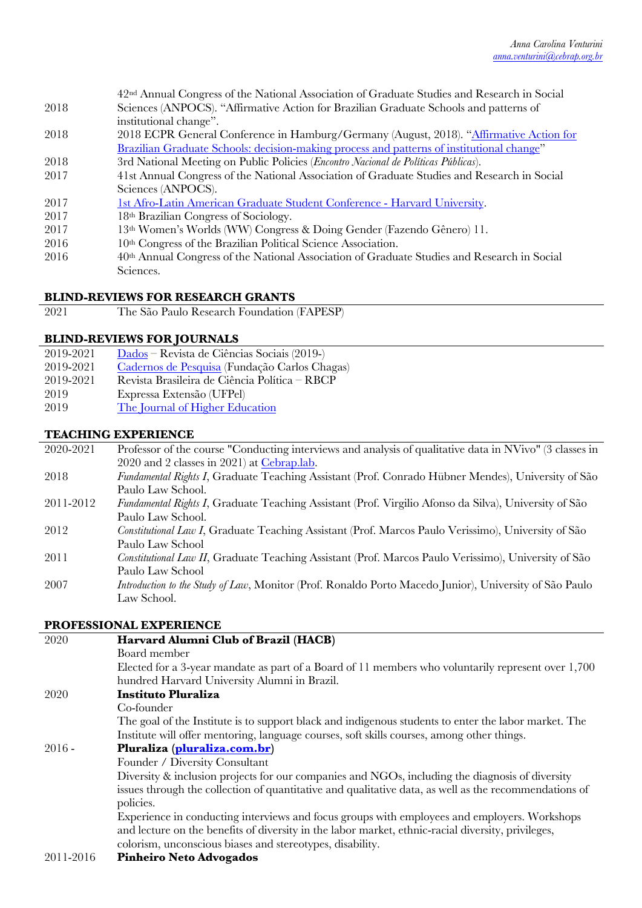| | |
|---|---|
| 2018 | 42nd Annual Congress of the National Association of Graduate Studies and Research in Social Sciences (ANPOCS). "Affirmative Action for Brazilian Graduate Schools and patterns of institutional change". |
| 2018 | 2018 ECPR General Conference in Hamburg/Germany (August, 2018). "Affirmative Action for Brazilian Graduate Schools: decision-making process and patterns of institutional change" |
| 2018 | 3rd National Meeting on Public Policies (*Encontro Nacional de Políticas Públicas*). |
| 2017 | 41st Annual Congress of the National Association of Graduate Studies and Research in Social Sciences (ANPOCS). |
| 2017 | 1st Afro-Latin American Graduate Student Conference - Harvard University. |
| 2017 | 18th Brazilian Congress of Sociology. |
| 2017 | 13th Women's Worlds (WW) Congress & Doing Gender (Fazendo Gênero) 11. |
| 2016 | 10th Congress of the Brazilian Political Science Association. |
| 2016 | 40th Annual Congress of the National Association of Graduate Studies and Research in Social Sciences. |

## BLIND-REVIEWS FOR RESEARCH GRANTS

| | |
|---|---|
| 2021 | The São Paulo Research Foundation (FAPESP) |

## BLIND-REVIEWS FOR JOURNALS

| | |
|---|---|
| 2019-2021 | Dados – Revista de Ciências Sociais (2019-) |
| 2019-2021 | Cadernos de Pesquisa (Fundação Carlos Chagas) |
| 2019-2021 | Revista Brasileira de Ciência Política – RBCP |
| 2019 | Expressa Extensão (UFPel) |
| 2019 | The Journal of Higher Education |

## TEACHING EXPERIENCE

| | |
|---|---|
| 2020-2021 | Professor of the course "Conducting interviews and analysis of qualitative data in NVivo" (3 classes in 2020 and 2 classes in 2021) at Cebrap.lab. |
| 2018 | *Fundamental Rights I*, Graduate Teaching Assistant (Prof. Conrado Hübner Mendes), University of São Paulo Law School. |
| 2011-2012 | *Fundamental Rights I*, Graduate Teaching Assistant (Prof. Virgilio Afonso da Silva), University of São Paulo Law School. |
| 2012 | *Constitutional Law I*, Graduate Teaching Assistant (Prof. Marcos Paulo Verissimo), University of São Paulo Law School |
| 2011 | *Constitutional Law II*, Graduate Teaching Assistant (Prof. Marcos Paulo Verissimo), University of São Paulo Law School |
| 2007 | *Introduction to the Study of Law*, Monitor (Prof. Ronaldo Porto Macedo Junior), University of São Paulo Law School. |

## PROFESSIONAL EXPERIENCE

**2020 — Harvard Alumni Club of Brazil (HACB)**

Board member

Elected for a 3-year mandate as part of a Board of 11 members who voluntarily represent over 1,700 hundred Harvard University Alumni in Brazil.

**2020 — Instituto Pluraliza**

Co-founder

The goal of the Institute is to support black and indigenous students to enter the labor market. The Institute will offer mentoring, language courses, soft skills courses, among other things.

**2016 - — Pluraliza (pluraliza.com.br)**

Founder / Diversity Consultant

Diversity & inclusion projects for our companies and NGOs, including the diagnosis of diversity issues through the collection of quantitative and qualitative data, as well as the recommendations of policies.

Experience in conducting interviews and focus groups with employees and employers. Workshops and lecture on the benefits of diversity in the labor market, ethnic-racial diversity, privileges, colorism, unconscious biases and stereotypes, disability.

**2011-2016 — Pinheiro Neto Advogados**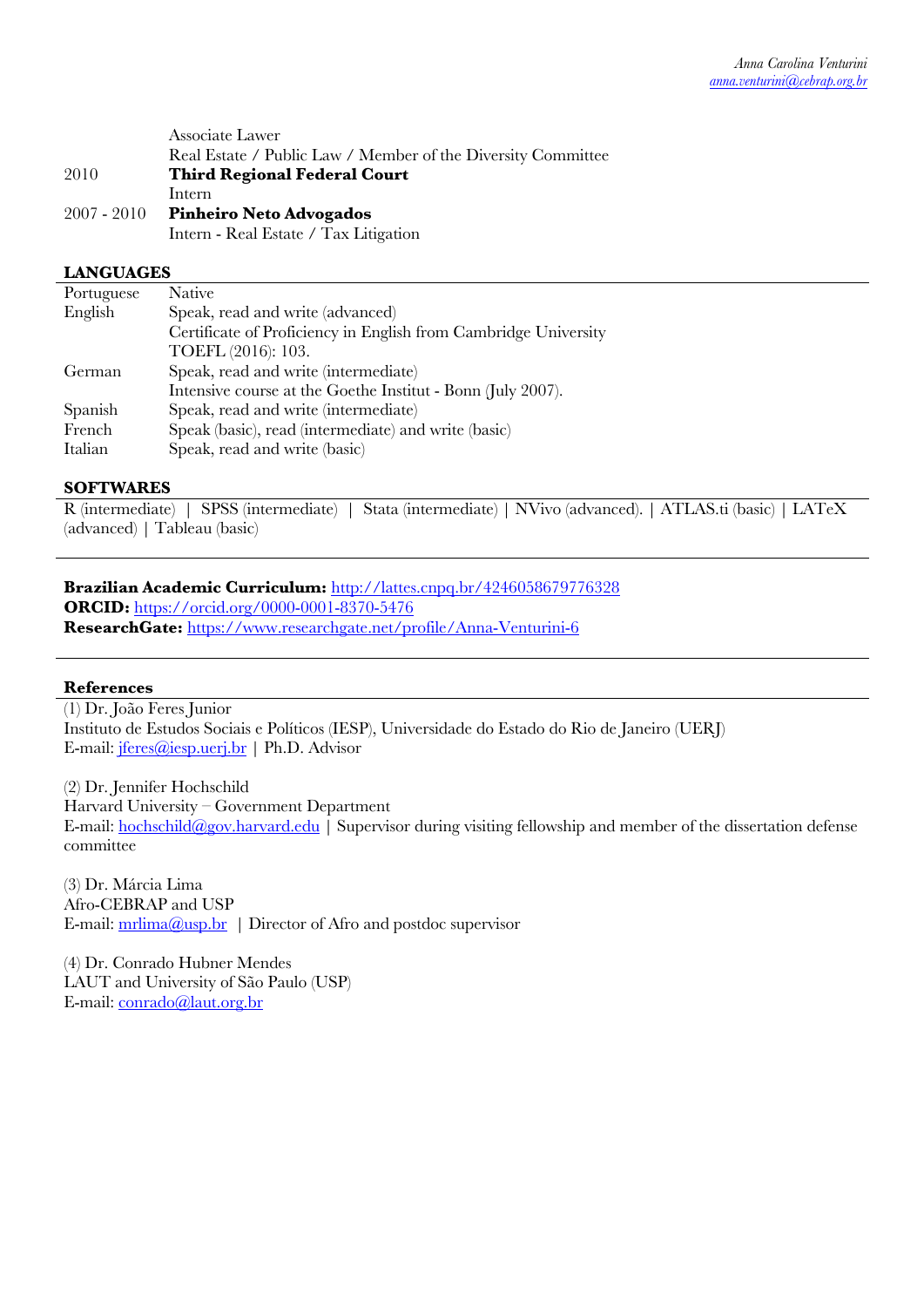| | |
|---|---|
| | Associate Lawer |
| | Real Estate / Public Law / Member of the Diversity Committee |
| 2010 | **Third Regional Federal Court** |
| | Intern |
| 2007 - 2010 | **Pinheiro Neto Advogados** |
| | Intern - Real Estate / Tax Litigation |

## LANGUAGES

| | |
|---|---|
| Portuguese | Native |
| English | Speak, read and write (advanced) |
| | Certificate of Proficiency in English from Cambridge University |
| | TOEFL (2016): 103. |
| German | Speak, read and write (intermediate) |
| | Intensive course at the Goethe Institut - Bonn (July 2007). |
| Spanish | Speak, read and write (intermediate) |
| French | Speak (basic), read (intermediate) and write (basic) |
| Italian | Speak, read and write (basic) |

## SOFTWARES

R (intermediate) | SPSS (intermediate) | Stata (intermediate) | NVivo (advanced). | ATLAS.ti (basic) | LATeX (advanced) | Tableau (basic)

---

**Brazilian Academic Curriculum:** http://lattes.cnpq.br/4246058679776328
**ORCID:** https://orcid.org/0000-0001-8370-5476
**ResearchGate:** https://www.researchgate.net/profile/Anna-Venturini-6

---

## References

(1) Dr. João Feres Junior
Instituto de Estudos Sociais e Políticos (IESP), Universidade do Estado do Rio de Janeiro (UERJ)
E-mail: jferes@iesp.uerj.br | Ph.D. Advisor

(2) Dr. Jennifer Hochschild
Harvard University – Government Department
E-mail: hochschild@gov.harvard.edu | Supervisor during visiting fellowship and member of the dissertation defense committee

(3) Dr. Márcia Lima
Afro-CEBRAP and USP
E-mail: mrlima@usp.br | Director of Afro and postdoc supervisor

(4) Dr. Conrado Hubner Mendes
LAUT and University of São Paulo (USP)
E-mail: conrado@laut.org.br